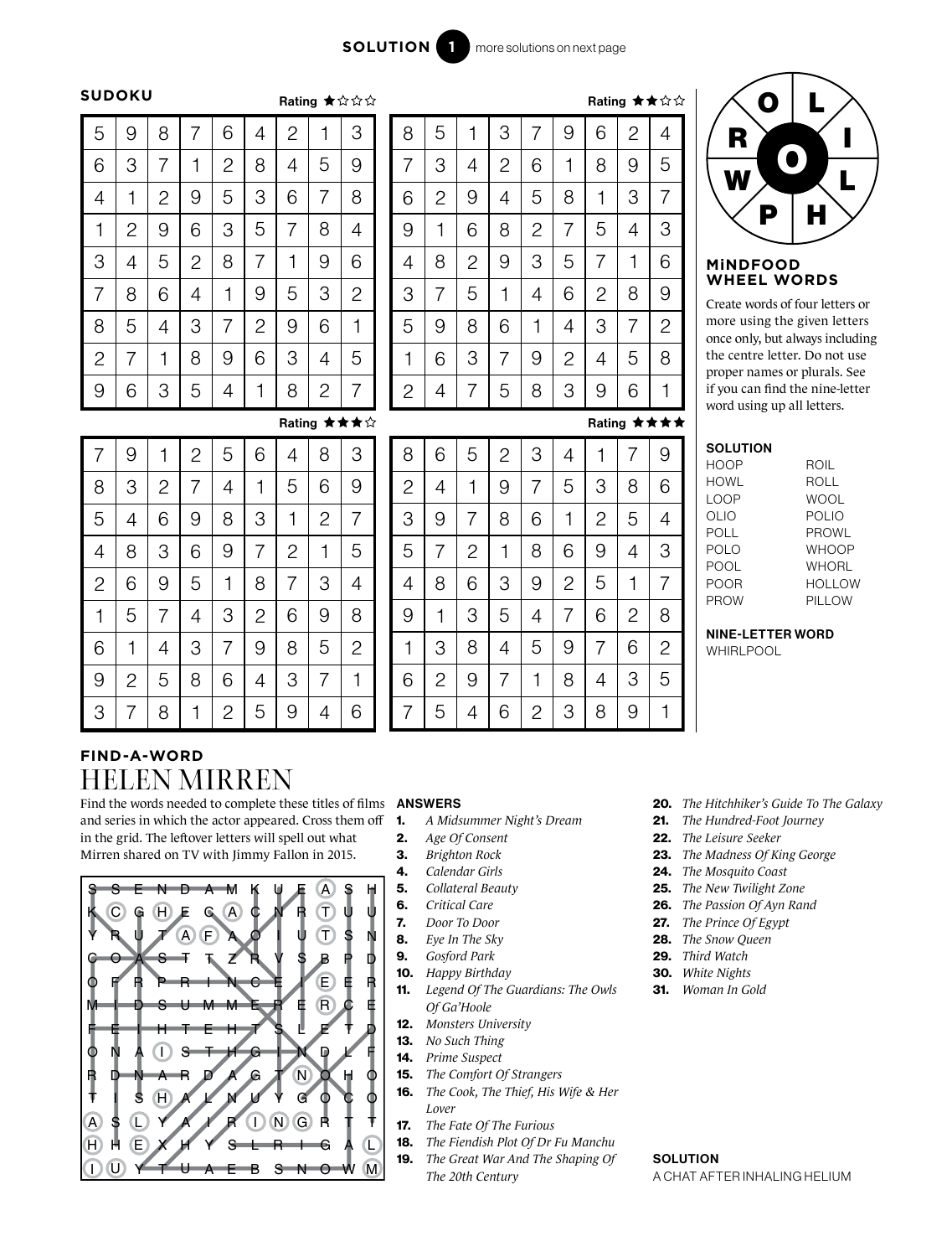**SOLUTION 1** more solutions on next page

## SUDOKU

Rating ★☆☆☆

| | | | | | | | | |
|---|---|---|---|---|---|---|---|---|
| 5 | 9 | 8 | 7 | 6 | 4 | 2 | 1 | 3 |
| 6 | 3 | 7 | 1 | 2 | 8 | 4 | 5 | 9 |
| 4 | 1 | 2 | 9 | 5 | 3 | 6 | 7 | 8 |
| 1 | 2 | 9 | 6 | 3 | 5 | 7 | 8 | 4 |
| 3 | 4 | 5 | 2 | 8 | 7 | 1 | 9 | 6 |
| 7 | 8 | 6 | 4 | 1 | 9 | 5 | 3 | 2 |
| 8 | 5 | 4 | 3 | 7 | 2 | 9 | 6 | 1 |
| 2 | 7 | 1 | 8 | 9 | 6 | 3 | 4 | 5 |
| 9 | 6 | 3 | 5 | 4 | 1 | 8 | 2 | 7 |

Rating ★★☆☆

| | | | | | | | | |
|---|---|---|---|---|---|---|---|---|
| 8 | 5 | 1 | 3 | 7 | 9 | 6 | 2 | 4 |
| 7 | 3 | 4 | 2 | 6 | 1 | 8 | 9 | 5 |
| 6 | 2 | 9 | 4 | 5 | 8 | 1 | 3 | 7 |
| 9 | 1 | 6 | 8 | 2 | 7 | 5 | 4 | 3 |
| 4 | 8 | 2 | 9 | 3 | 5 | 7 | 1 | 6 |
| 3 | 7 | 5 | 1 | 4 | 6 | 2 | 8 | 9 |
| 5 | 9 | 8 | 6 | 1 | 4 | 3 | 7 | 2 |
| 1 | 6 | 3 | 7 | 9 | 2 | 4 | 5 | 8 |
| 2 | 4 | 7 | 5 | 8 | 3 | 9 | 6 | 1 |

Rating ★★★☆

| | | | | | | | | |
|---|---|---|---|---|---|---|---|---|
| 7 | 9 | 1 | 2 | 5 | 6 | 4 | 8 | 3 |
| 8 | 3 | 2 | 7 | 4 | 1 | 5 | 6 | 9 |
| 5 | 4 | 6 | 9 | 8 | 3 | 1 | 2 | 7 |
| 4 | 8 | 3 | 6 | 9 | 7 | 2 | 1 | 5 |
| 2 | 6 | 9 | 5 | 1 | 8 | 7 | 3 | 4 |
| 1 | 5 | 7 | 4 | 3 | 2 | 6 | 9 | 8 |
| 6 | 1 | 4 | 3 | 7 | 9 | 8 | 5 | 2 |
| 9 | 2 | 5 | 8 | 6 | 4 | 3 | 7 | 1 |
| 3 | 7 | 8 | 1 | 2 | 5 | 9 | 4 | 6 |

Rating ★★★★

| | | | | | | | | |
|---|---|---|---|---|---|---|---|---|
| 8 | 6 | 5 | 2 | 3 | 4 | 1 | 7 | 9 |
| 2 | 4 | 1 | 9 | 7 | 5 | 3 | 8 | 6 |
| 3 | 9 | 7 | 8 | 6 | 1 | 2 | 5 | 4 |
| 5 | 7 | 2 | 1 | 8 | 6 | 9 | 4 | 3 |
| 4 | 8 | 6 | 3 | 9 | 2 | 5 | 1 | 7 |
| 9 | 1 | 3 | 5 | 4 | 7 | 6 | 2 | 8 |
| 1 | 3 | 8 | 4 | 5 | 9 | 7 | 6 | 2 |
| 6 | 2 | 9 | 7 | 1 | 8 | 4 | 3 | 5 |
| 7 | 5 | 4 | 6 | 2 | 3 | 8 | 9 | 1 |

## MiNDFOOD WHEEL WORDS

Letters: O, L, I, L, H, P, W, R (centre: O)

Create words of four letters or more using the given letters once only, but always including the centre letter. Do not use proper names or plurals. See if you can find the nine-letter word using up all letters.

**SOLUTION**

HOOP, HOWL, LOOP, OLIO, POLL, POLO, POOL, POOR, PROW, ROIL, ROLL, WOOL, POLIO, PROWL, WHOOP, WHORL, HOLLOW, PILLOW

**NINE-LETTER WORD**

WHIRLPOOL

## FIND-A-WORD
# HELEN MIRREN

Find the words needed to complete these titles of films and series in which the actor appeared. Cross them off in the grid. The leftover letters will spell out what Mirren shared on TV with Jimmy Fallon in 2015.

```
S S E N D A M K U E A S H
K C G H E C A C N R T U U
Y R U T A F A O I U T S N
C O A S T T Z R V S B P D
O F R P R I N C E I E E R
M I D S U M M E R E R C E
F E I H T E H T S L E T D
O N A I S T H G I N D L F
R D N A R D A G T N O H O
T I S H A L N U Y G O C O
A S L Y A I R I N G R T T
H H E X H Y S L R I G A L
I U Y T U A E B S N O W M
```

**ANSWERS**

1. *A Midsummer Night's Dream*
2. *Age Of Consent*
3. *Brighton Rock*
4. *Calendar Girls*
5. *Collateral Beauty*
6. *Critical Care*
7. *Door To Door*
8. *Eye In The Sky*
9. *Gosford Park*
10. *Happy Birthday*
11. *Legend Of The Guardians: The Owls Of Ga'Hoole*
12. *Monsters University*
13. *No Such Thing*
14. *Prime Suspect*
15. *The Comfort Of Strangers*
16. *The Cook, The Thief, His Wife & Her Lover*
17. *The Fate Of The Furious*
18. *The Fiendish Plot Of Dr Fu Manchu*
19. *The Great War And The Shaping Of The 20th Century*
20. *The Hitchhiker's Guide To The Galaxy*
21. *The Hundred-Foot Journey*
22. *The Leisure Seeker*
23. *The Madness Of King George*
24. *The Mosquito Coast*
25. *The New Twilight Zone*
26. *The Passion Of Ayn Rand*
27. *The Prince Of Egypt*
28. *The Snow Queen*
29. *Third Watch*
30. *White Nights*
31. *Woman In Gold*

**SOLUTION**

A CHAT AFTER INHALING HELIUM